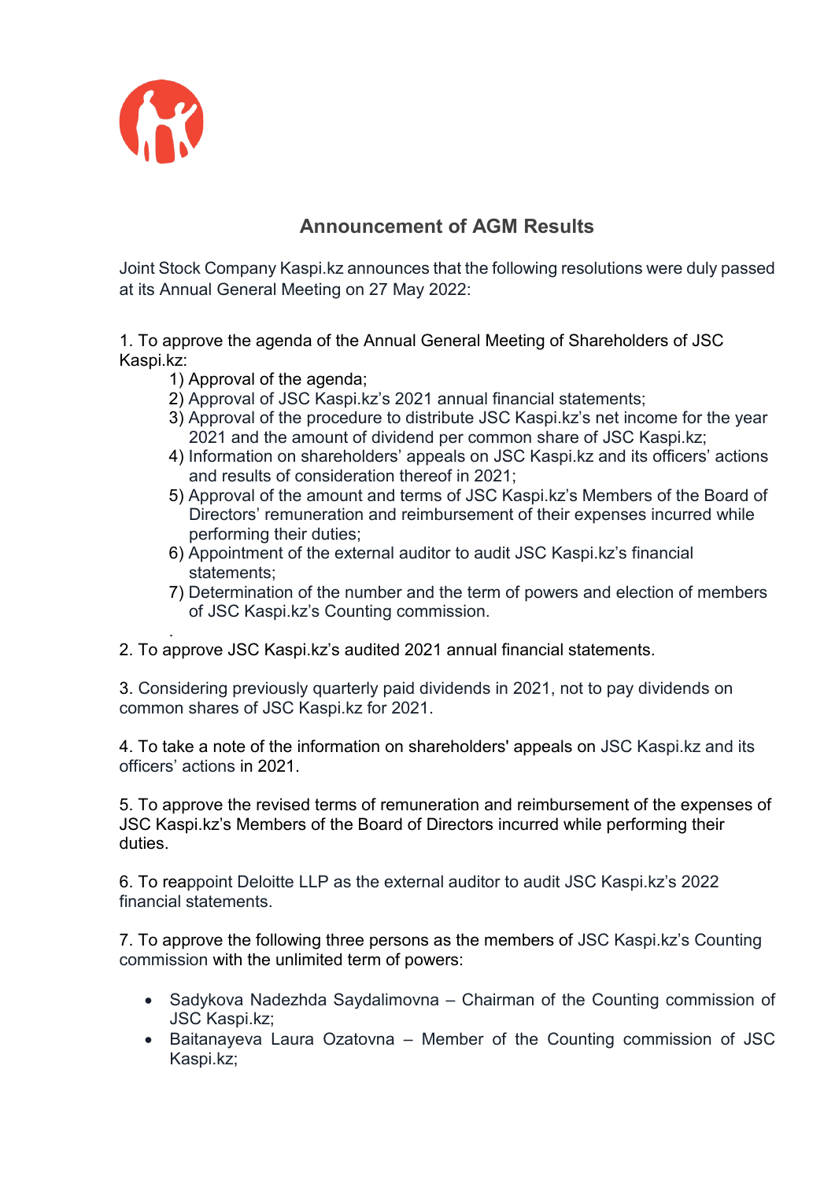## Announcement of AGM Results

Joint Stock Company Kaspi.kz announces that the following resolutions were duly passed at its Annual General Meeting on 27 May 2022:

1. To approve the agenda of the Annual General Meeting of Shareholders of JSC Kaspi.kz:
   1) Approval of the agenda;
   2) Approval of JSC Kaspi.kz's 2021 annual financial statements;
   3) Approval of the procedure to distribute JSC Kaspi.kz's net income for the year 2021 and the amount of dividend per common share of JSC Kaspi.kz;
   4) Information on shareholders' appeals on JSC Kaspi.kz and its officers' actions and results of consideration thereof in 2021;
   5) Approval of the amount and terms of JSC Kaspi.kz's Members of the Board of Directors' remuneration and reimbursement of their expenses incurred while performing their duties;
   6) Appointment of the external auditor to audit JSC Kaspi.kz's financial statements;
   7) Determination of the number and the term of powers and election of members of JSC Kaspi.kz's Counting commission.

2. To approve JSC Kaspi.kz's audited 2021 annual financial statements.

3. Considering previously quarterly paid dividends in 2021, not to pay dividends on common shares of JSC Kaspi.kz for 2021.

4. To take a note of the information on shareholders' appeals on JSC Kaspi.kz and its officers' actions in 2021.

5. To approve the revised terms of remuneration and reimbursement of the expenses of JSC Kaspi.kz's Members of the Board of Directors incurred while performing their duties.

6. To reappoint Deloitte LLP as the external auditor to audit JSC Kaspi.kz's 2022 financial statements.

7. To approve the following three persons as the members of JSC Kaspi.kz's Counting commission with the unlimited term of powers:

- Sadykova Nadezhda Saydalimovna – Chairman of the Counting commission of JSC Kaspi.kz;
- Baitanayeva Laura Ozatovna – Member of the Counting commission of JSC Kaspi.kz;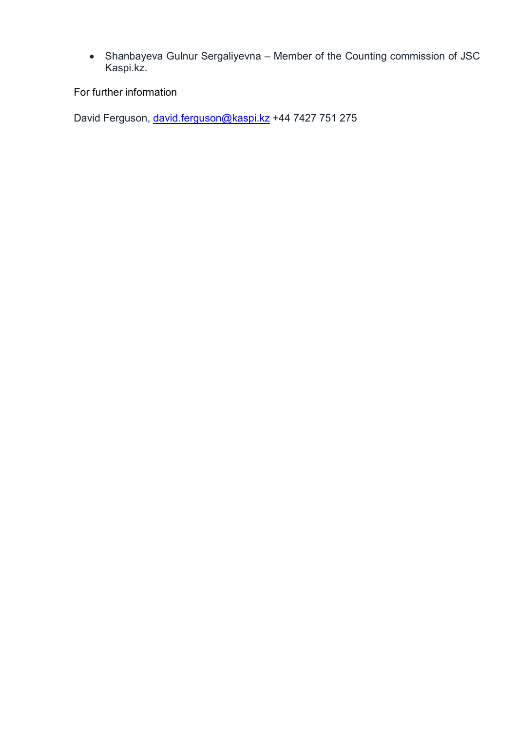- Shanbayeva Gulnur Sergaliyevna – Member of the Counting commission of JSC Kaspi.kz.

For further information

David Ferguson, david.ferguson@kaspi.kz +44 7427 751 275